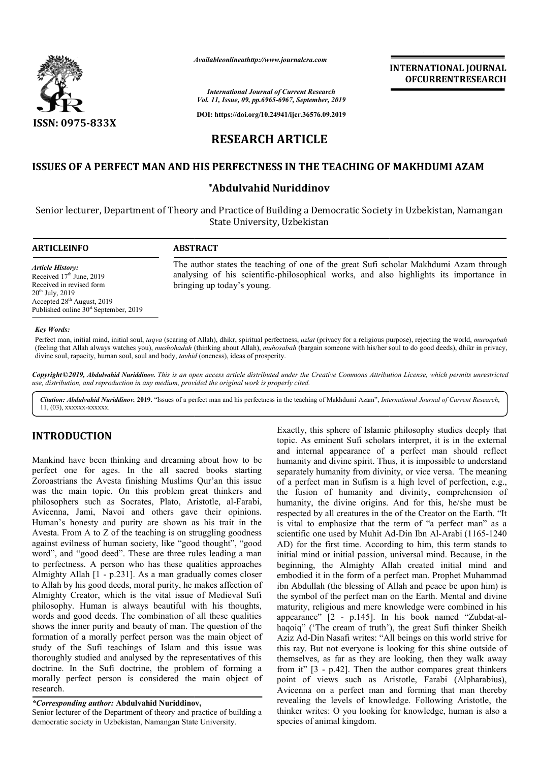Availableonlineathttp://www.journalcra.com

International Journal of Current Research
Vol. 11, Issue, 09, pp.6965-6967, September, 2019

DOI: https://doi.org/10.24941/ijcr.36576.09.2019

ISSN: 0975-833X

INTERNATIONAL JOURNAL OFCURRENTRESEARCH

# RESEARCH ARTICLE

## ISSUES OF A PERFECT MAN AND HIS PERFECTNESS IN THE TEACHING OF MAKHDUMI AZAM

**\*Abdulvahid Nuriddinov**

Senior lecturer, Department of Theory and Practice of Building a Democratic Society in Uzbekistan, Namangan State University, Uzbekistan

**ARTICLEINFO**

*Article History:*
Received 17th June, 2019
Received in revised form 20th July, 2019
Accepted 28th August, 2019
Published online 30st September, 2019

**ABSTRACT**

The author states the teaching of one of the great Sufi scholar Makhdumi Azam through analysing of his scientific-philosophical works, and also highlights its importance in bringing up today's young.

*Key Words:*

Perfect man, initial mind, initial soul, *taqva* (scaring of Allah), dhikr, spiritual perfectness, *uzlat* (privacy for a religious purpose), rejecting the world, *muroqabah* (feeling that Allah always watches you), *mushohadah* (thinking about Allah), *muhosabah* (bargain someone with his/her soul to do good deeds), dhikr in privacy, divine soul, rapacity, human soul, soul and body, *tavhid* (oneness), ideas of prosperity.

*Copyright©2019, Abdulvahid Nuriddinov. This is an open access article distributed under the Creative Commons Attribution License, which permits unrestricted use, distribution, and reproduction in any medium, provided the original work is properly cited.*

***Citation: Abdulvahid Nuriddinov.* 2019.** "Issues of a perfect man and his perfectness in the teaching of Makhdumi Azam", *International Journal of Current Research*, 11, (03), xxxxxx-xxxxxx.

## INTRODUCTION

Mankind have been thinking and dreaming about how to be perfect one for ages. In the all sacred books starting Zoroastrians the Avesta finishing Muslims Qur'an this issue was the main topic. On this problem great thinkers and philosophers such as Socrates, Plato, Aristotle, al-Farabi, Avicenna, Jami, Navoi and others gave their opinions. Human's honesty and purity are shown as his trait in the Avesta. From A to Z of the teaching is on struggling goodness against evilness of human society, like "good thought", "good word", and "good deed". These are three rules leading a man to perfectness. A person who has these qualities approaches Almighty Allah [1 - p.231]. As a man gradually comes closer to Allah by his good deeds, moral purity, he makes affection of Almighty Creator, which is the vital issue of Medieval Sufi philosophy. Human is always beautiful with his thoughts, words and good deeds. The combination of all these qualities shows the inner purity and beauty of man. The question of the formation of a morally perfect person was the main object of study of the Sufi teachings of Islam and this issue was thoroughly studied and analysed by the representatives of this doctrine. In the Sufi doctrine, the problem of forming a morally perfect person is considered the main object of research.

Exactly, this sphere of Islamic philosophy studies deeply that topic. As eminent Sufi scholars interpret, it is in the external and internal appearance of a perfect man should reflect humanity and divine spirit. Thus, it is impossible to understand separately humanity from divinity, or vice versa. The meaning of a perfect man in Sufism is a high level of perfection, e.g., the fusion of humanity and divinity, comprehension of humanity, the divine origins. And for this, he/she must be respected by all creatures in the of the Creator on the Earth. "It is vital to emphasize that the term of "a perfect man" as a scientific one used by Muhit Ad-Din Ibn Al-Arabi (1165-1240 AD) for the first time. According to him, this term stands to initial mind or initial passion, universal mind. Because, in the beginning, the Almighty Allah created initial mind and embodied it in the form of a perfect man. Prophet Muhammad ibn Abdullah (the blessing of Allah and peace be upon him) is the symbol of the perfect man on the Earth. Mental and divine maturity, religious and mere knowledge were combined in his appearance" [2 - p.145]. In his book named "Zubdat-al-haqoiq" ('The cream of truth'), the great Sufi thinker Sheikh Aziz Ad-Din Nasafi writes: "All beings on this world strive for this ray. But not everyone is looking for this shine outside of themselves, as far as they are looking, then they walk away from it" [3 - p.42]. Then the author compares great thinkers point of views such as Aristotle, Farabi (Alpharabius), Avicenna on a perfect man and forming that man thereby revealing the levels of knowledge. Following Aristotle, the thinker writes: O you looking for knowledge, human is also a species of animal kingdom.

*\*Corresponding author:* **Abdulvahid Nuriddinov,**
Senior lecturer of the Department of theory and practice of building a democratic society in Uzbekistan, Namangan State University.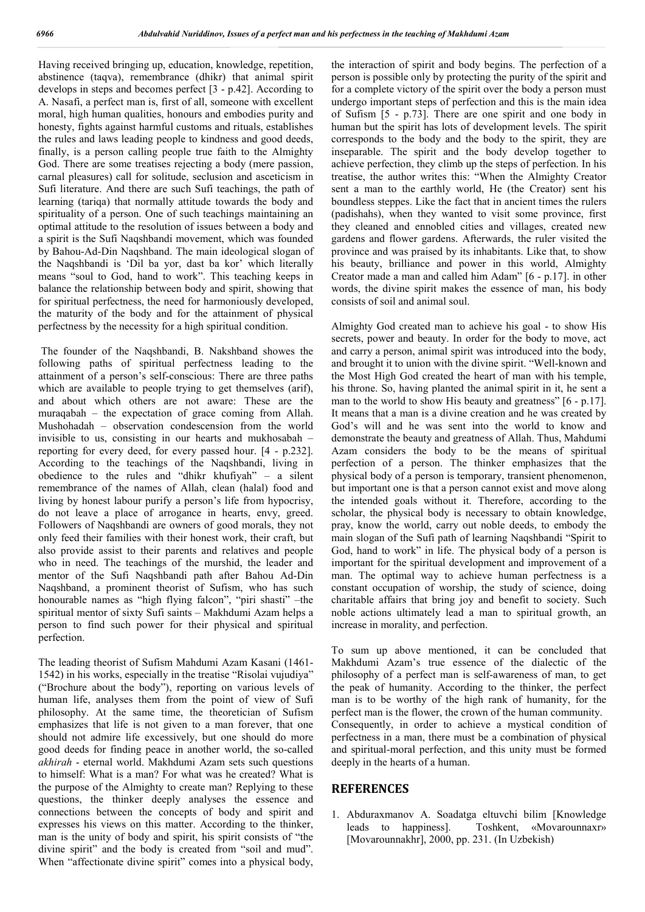Having received bringing up, education, knowledge, repetition, abstinence (taqva), remembrance (dhikr) that animal spirit develops in steps and becomes perfect [3 - p.42]. According to A. Nasafi, a perfect man is, first of all, someone with excellent moral, high human qualities, honours and embodies purity and honesty, fights against harmful customs and rituals, establishes the rules and laws leading people to kindness and good deeds, finally, is a person calling people true faith to the Almighty God. There are some treatises rejecting a body (mere passion, carnal pleasures) call for solitude, seclusion and asceticism in Sufi literature. And there are such Sufi teachings, the path of learning (tariqa) that normally attitude towards the body and spirituality of a person. One of such teachings maintaining an optimal attitude to the resolution of issues between a body and a spirit is the Sufi Naqshbandi movement, which was founded by Bahou-Ad-Din Naqshband. The main ideological slogan of the Naqshbandi is 'Dil ba yor, dast ba kor' which literally means "soul to God, hand to work". This teaching keeps in balance the relationship between body and spirit, showing that for spiritual perfectness, the need for harmoniously developed, the maturity of the body and for the attainment of physical perfectness by the necessity for a high spiritual condition.

The founder of the Naqshbandi, B. Nakshband showes the following paths of spiritual perfectness leading to the attainment of a person's self-conscious: There are three paths which are available to people trying to get themselves (arif), and about which others are not aware: These are the muraqabah – the expectation of grace coming from Allah. Mushohadah – observation condescension from the world invisible to us, consisting in our hearts and mukhosabah – reporting for every deed, for every passed hour. [4 - p.232]. According to the teachings of the Naqshbandi, living in obedience to the rules and "dhikr khufiyah" – a silent remembrance of the names of Allah, clean (halal) food and living by honest labour purify a person's life from hypocrisy, do not leave a place of arrogance in hearts, envy, greed. Followers of Naqshbandi are owners of good morals, they not only feed their families with their honest work, their craft, but also provide assist to their parents and relatives and people who in need. The teachings of the murshid, the leader and mentor of the Sufi Naqshbandi path after Bahou Ad-Din Naqshband, a prominent theorist of Sufism, who has such honourable names as "high flying falcon", "piri shasti" –the spiritual mentor of sixty Sufi saints – Makhdumi Azam helps a person to find such power for their physical and spiritual perfection.

The leading theorist of Sufism Mahdumi Azam Kasani (1461-1542) in his works, especially in the treatise "Risolai vujudiya" ("Brochure about the body"), reporting on various levels of human life, analyses them from the point of view of Sufi philosophy. At the same time, the theoretician of Sufism emphasizes that life is not given to a man forever, that one should not admire life excessively, but one should do more good deeds for finding peace in another world, the so-called *akhirah* - eternal world. Makhdumi Azam sets such questions to himself: What is a man? For what was he created? What is the purpose of the Almighty to create man? Replying to these questions, the thinker deeply analyses the essence and connections between the concepts of body and spirit and expresses his views on this matter. According to the thinker, man is the unity of body and spirit, his spirit consists of "the divine spirit" and the body is created from "soil and mud". When "affectionate divine spirit" comes into a physical body, the interaction of spirit and body begins. The perfection of a person is possible only by protecting the purity of the spirit and for a complete victory of the spirit over the body a person must undergo important steps of perfection and this is the main idea of Sufism [5 - p.73]. There are one spirit and one body in human but the spirit has lots of development levels. The spirit corresponds to the body and the body to the spirit, they are inseparable. The spirit and the body develop together to achieve perfection, they climb up the steps of perfection. In his treatise, the author writes this: "When the Almighty Creator sent a man to the earthly world, He (the Creator) sent his boundless steppes. Like the fact that in ancient times the rulers (padishahs), when they wanted to visit some province, first they cleaned and ennobled cities and villages, created new gardens and flower gardens. Afterwards, the ruler visited the province and was praised by its inhabitants. Like that, to show his beauty, brilliance and power in this world, Almighty Creator made a man and called him Adam" [6 - p.17]. in other words, the divine spirit makes the essence of man, his body consists of soil and animal soul.

Almighty God created man to achieve his goal - to show His secrets, power and beauty. In order for the body to move, act and carry a person, animal spirit was introduced into the body, and brought it to union with the divine spirit. "Well-known and the Most High God created the heart of man with his temple, his throne. So, having planted the animal spirit in it, he sent a man to the world to show His beauty and greatness" [6 - p.17]. It means that a man is a divine creation and he was created by God's will and he was sent into the world to know and demonstrate the beauty and greatness of Allah. Thus, Mahdumi Azam considers the body to be the means of spiritual perfection of a person. The thinker emphasizes that the physical body of a person is temporary, transient phenomenon, but important one is that a person cannot exist and move along the intended goals without it. Therefore, according to the scholar, the physical body is necessary to obtain knowledge, pray, know the world, carry out noble deeds, to embody the main slogan of the Sufi path of learning Naqshbandi "Spirit to God, hand to work" in life. The physical body of a person is important for the spiritual development and improvement of a man. The optimal way to achieve human perfectness is a constant occupation of worship, the study of science, doing charitable affairs that bring joy and benefit to society. Such noble actions ultimately lead a man to spiritual growth, an increase in morality, and perfection.

To sum up above mentioned, it can be concluded that Makhdumi Azam's true essence of the dialectic of the philosophy of a perfect man is self-awareness of man, to get the peak of humanity. According to the thinker, the perfect man is to be worthy of the high rank of humanity, for the perfect man is the flower, the crown of the human community. Consequently, in order to achieve a mystical condition of perfectness in a man, there must be a combination of physical and spiritual-moral perfection, and this unity must be formed deeply in the hearts of a human.

## REFERENCES

1. Abduraxmanov A. Soadatga eltuvchi bilim [Knowledge leads to happiness]. Toshkent, «Movarounnaxr» [Movarounnakhr], 2000, pp. 231. (In Uzbekish)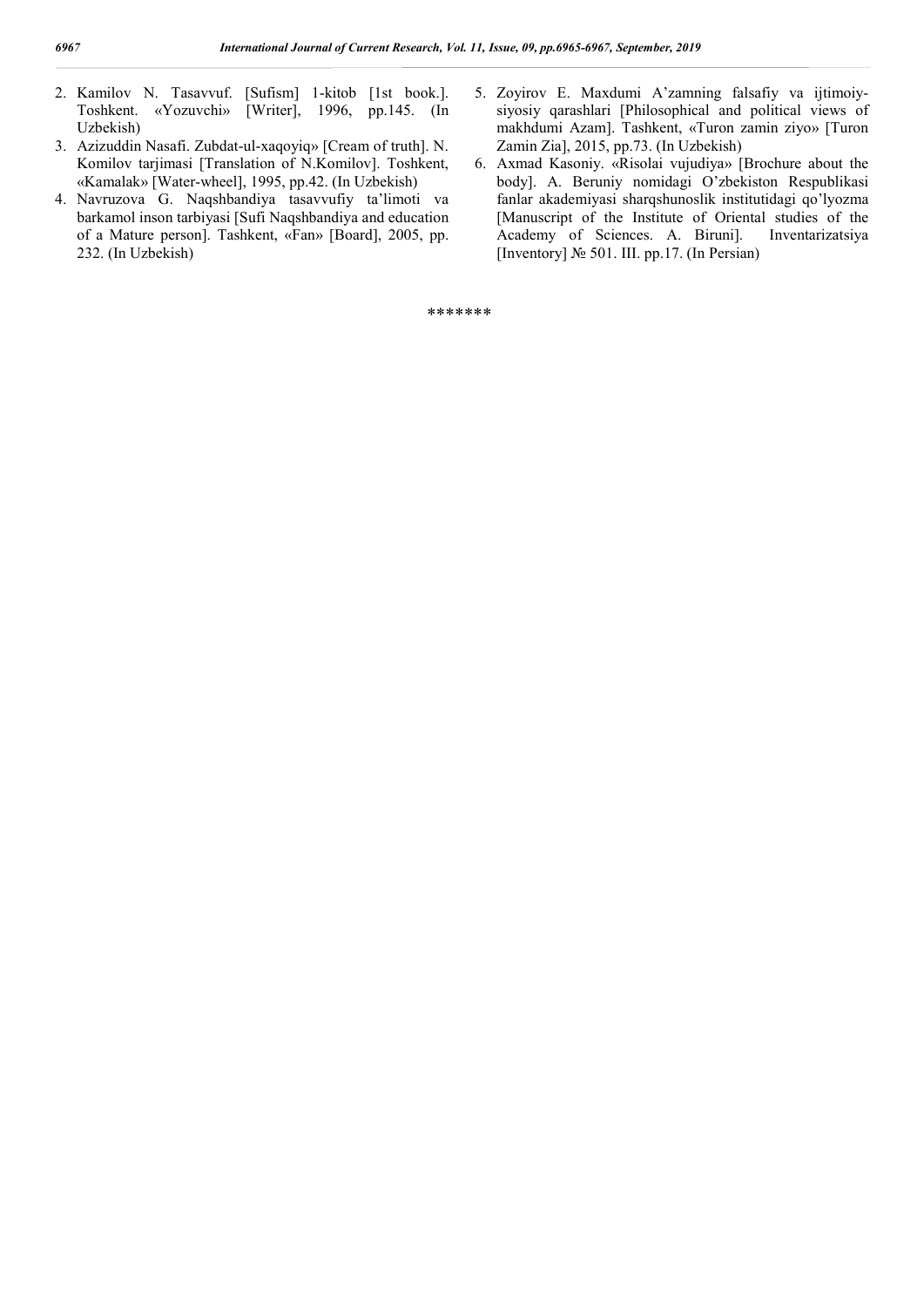2. Kamilov N. Tasavvuf. [Sufism] 1-kitob [1st book.]. Toshkent. «Yozuvchi» [Writer], 1996, pp.145. (In Uzbekish)
3. Azizuddin Nasafi. Zubdat-ul-xaqoyiq» [Cream of truth]. N. Komilov tarjimasi [Translation of N.Komilov]. Toshkent, «Kamalak» [Water-wheel], 1995, pp.42. (In Uzbekish)
4. Navruzova G. Naqshbandiya tasavvufiy ta'limoti va barkamol inson tarbiyasi [Sufi Naqshbandiya and education of a Mature person]. Tashkent, «Fan» [Board], 2005, pp. 232. (In Uzbekish)
5. Zoyirov E. Maxdumi A'zamning falsafiy va ijtimoiy-siyosiy qarashlari [Philosophical and political views of makhdumi Azam]. Tashkent, «Turon zamin ziyo» [Turon Zamin Zia], 2015, pp.73. (In Uzbekish)
6. Axmad Kasoniy. «Risolai vujudiya» [Brochure about the body]. A. Beruniy nomidagi O'zbekiston Respublikasi fanlar akademiyasi sharqshunoslik institutidagi qo'lyozma [Manuscript of the Institute of Oriental studies of the Academy of Sciences. A. Biruni]. Inventarizatsiya [Inventory] № 501. III. pp.17. (In Persian)

*******